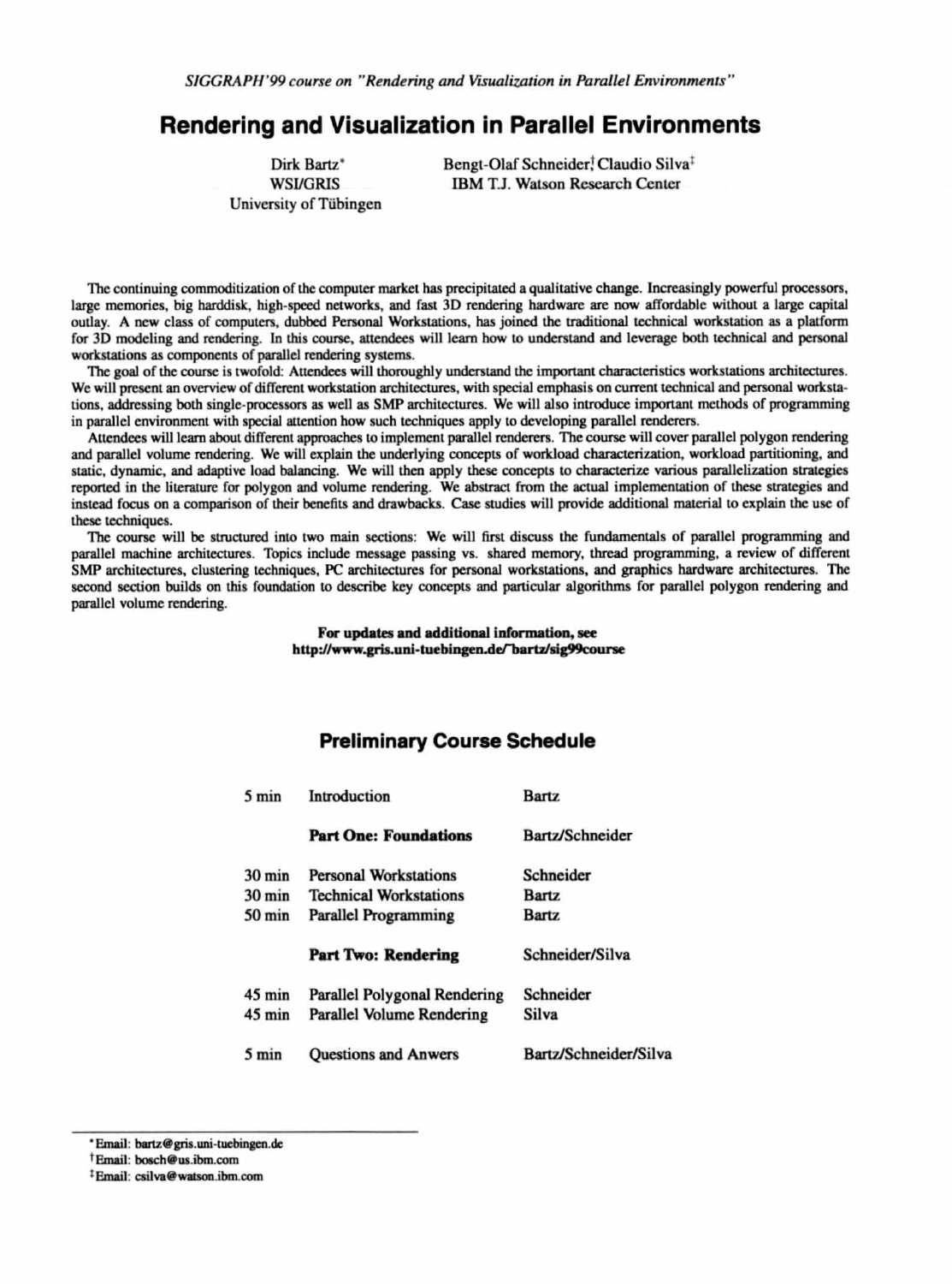*SIGGRAPH'99 course on "Rendering and Visualization in Parallel Environments"*

# Rendering and Visualization in Parallel Environments

Dirk Bartz*
WSI/GRIS
University of Tübingen

Bengt-Olaf Schneider† Claudio Silva‡
IBM T.J. Watson Research Center

The continuing commoditization of the computer market has precipitated a qualitative change. Increasingly powerful processors, large memories, big harddisk, high-speed networks, and fast 3D rendering hardware are now affordable without a large capital outlay. A new class of computers, dubbed Personal Workstations, has joined the traditional technical workstation as a platform for 3D modeling and rendering. In this course, attendees will learn how to understand and leverage both technical and personal workstations as components of parallel rendering systems.

The goal of the course is twofold: Attendees will thoroughly understand the important characteristics workstations architectures. We will present an overview of different workstation architectures, with special emphasis on current technical and personal workstations, addressing both single-processors as well as SMP architectures. We will also introduce important methods of programming in parallel environment with special attention how such techniques apply to developing parallel renderers.

Attendees will learn about different approaches to implement parallel renderers. The course will cover parallel polygon rendering and parallel volume rendering. We will explain the underlying concepts of workload characterization, workload partitioning, and static, dynamic, and adaptive load balancing. We will then apply these concepts to characterize various parallelization strategies reported in the literature for polygon and volume rendering. We abstract from the actual implementation of these strategies and instead focus on a comparison of their benefits and drawbacks. Case studies will provide additional material to explain the use of these techniques.

The course will be structured into two main sections: We will first discuss the fundamentals of parallel programming and parallel machine architectures. Topics include message passing vs. shared memory, thread programming, a review of different SMP architectures, clustering techniques, PC architectures for personal workstations, and graphics hardware architectures. The second section builds on this foundation to describe key concepts and particular algorithms for parallel polygon rendering and parallel volume rendering.

**For updates and additional information, see**
**http://www.gris.uni-tuebingen.de/~bartz/sig99course**

## Preliminary Course Schedule

| | | |
|---|---|---|
| 5 min | Introduction | Bartz |
| | **Part One: Foundations** | Bartz/Schneider |
| 30 min | Personal Workstations | Schneider |
| 30 min | Technical Workstations | Bartz |
| 50 min | Parallel Programming | Bartz |
| | **Part Two: Rendering** | Schneider/Silva |
| 45 min | Parallel Polygonal Rendering | Schneider |
| 45 min | Parallel Volume Rendering | Silva |
| 5 min | Questions and Anwers | Bartz/Schneider/Silva |

---

*Email: bartz@gris.uni-tuebingen.de

†Email: bosch@us.ibm.com

‡Email: csilva@watson.ibm.com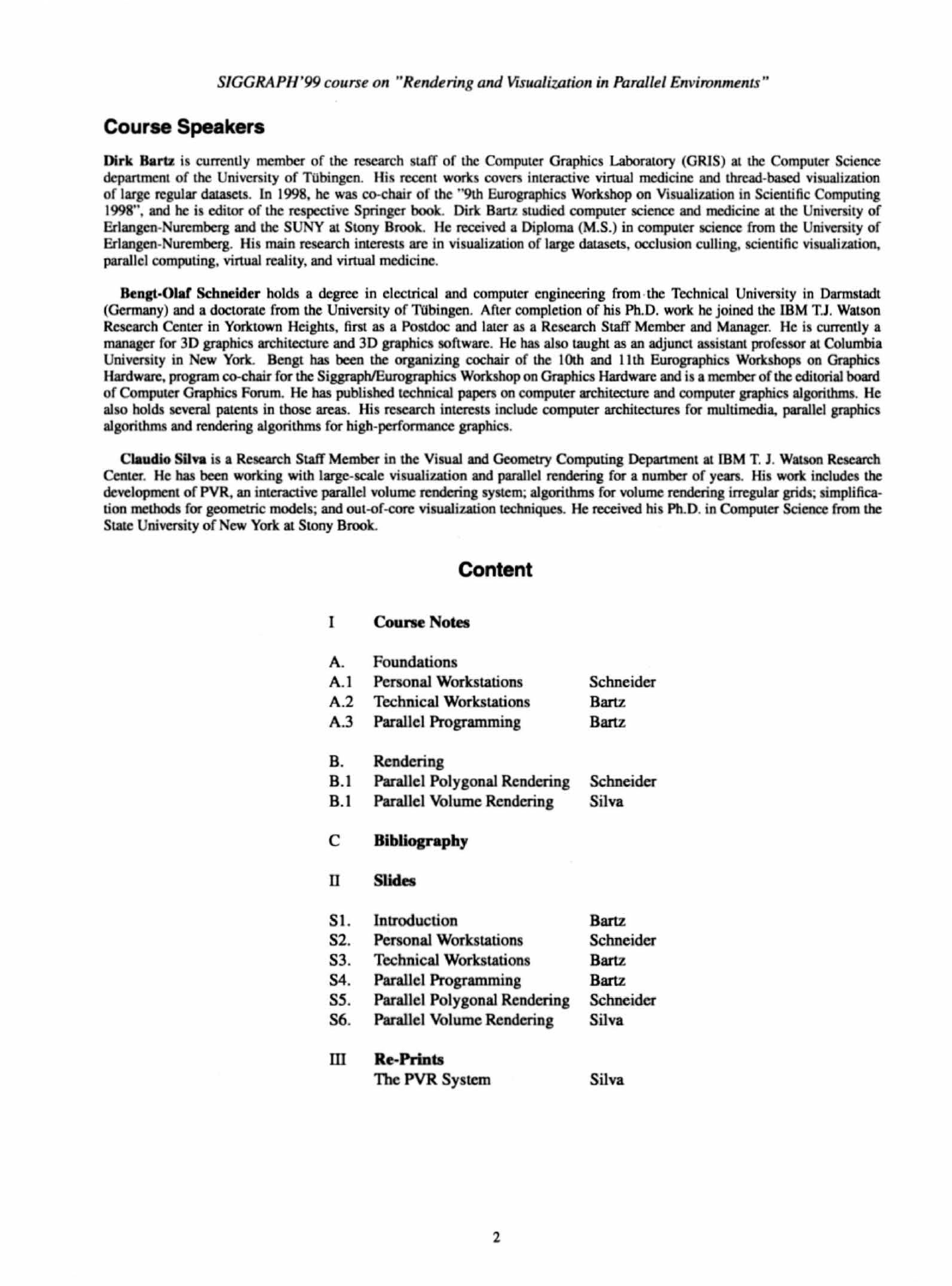## Course Speakers

**Dirk Bartz** is currently member of the research staff of the Computer Graphics Laboratory (GRIS) at the Computer Science department of the University of Tübingen. His recent works covers interactive virtual medicine and thread-based visualization of large regular datasets. In 1998, he was co-chair of the "9th Eurographics Workshop on Visualization in Scientific Computing 1998", and he is editor of the respective Springer book. Dirk Bartz studied computer science and medicine at the University of Erlangen-Nuremberg and the SUNY at Stony Brook. He received a Diploma (M.S.) in computer science from the University of Erlangen-Nuremberg. His main research interests are in visualization of large datasets, occlusion culling, scientific visualization, parallel computing, virtual reality, and virtual medicine.

**Bengt-Olaf Schneider** holds a degree in electrical and computer engineering from the Technical University in Darmstadt (Germany) and a doctorate from the University of Tübingen. After completion of his Ph.D. work he joined the IBM T.J. Watson Research Center in Yorktown Heights, first as a Postdoc and later as a Research Staff Member and Manager. He is currently a manager for 3D graphics architecture and 3D graphics software. He has also taught as an adjunct assistant professor at Columbia University in New York. Bengt has been the organizing cochair of the 10th and 11th Eurographics Workshops on Graphics Hardware, program co-chair for the Siggraph/Eurographics Workshop on Graphics Hardware and is a member of the editorial board of Computer Graphics Forum. He has published technical papers on computer architecture and computer graphics algorithms. He also holds several patents in those areas. His research interests include computer architectures for multimedia, parallel graphics algorithms and rendering algorithms for high-performance graphics.

**Claudio Silva** is a Research Staff Member in the Visual and Geometry Computing Department at IBM T. J. Watson Research Center. He has been working with large-scale visualization and parallel rendering for a number of years. His work includes the development of PVR, an interactive parallel volume rendering system; algorithms for volume rendering irregular grids; simplification methods for geometric models; and out-of-core visualization techniques. He received his Ph.D. in Computer Science from the State University of New York at Stony Brook.

## Content

| | | |
|---|---|---|
| I | **Course Notes** | |
| A. | Foundations | |
| A.1 | Personal Workstations | Schneider |
| A.2 | Technical Workstations | Bartz |
| A.3 | Parallel Programming | Bartz |
| B. | Rendering | |
| B.1 | Parallel Polygonal Rendering | Schneider |
| B.1 | Parallel Volume Rendering | Silva |
| C | **Bibliography** | |
| II | **Slides** | |
| S1. | Introduction | Bartz |
| S2. | Personal Workstations | Schneider |
| S3. | Technical Workstations | Bartz |
| S4. | Parallel Programming | Bartz |
| S5. | Parallel Polygonal Rendering | Schneider |
| S6. | Parallel Volume Rendering | Silva |
| III | **Re-Prints** | |
| | The PVR System | Silva |